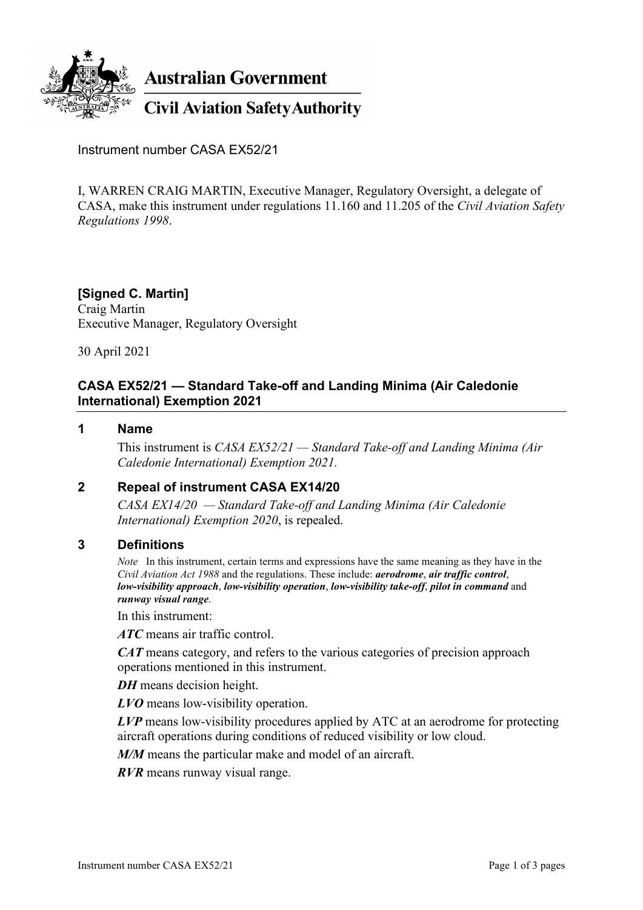**Australian Government**

**Civil Aviation Safety Authority**

Instrument number CASA EX52/21

I, WARREN CRAIG MARTIN, Executive Manager, Regulatory Oversight, a delegate of CASA, make this instrument under regulations 11.160 and 11.205 of the *Civil Aviation Safety Regulations 1998*.

**[Signed C. Martin]**
Craig Martin
Executive Manager, Regulatory Oversight

30 April 2021

## CASA EX52/21 — Standard Take-off and Landing Minima (Air Caledonie International) Exemption 2021

### 1 Name

This instrument is *CASA EX52/21 — Standard Take-off and Landing Minima (Air Caledonie International) Exemption 2021.*

### 2 Repeal of instrument CASA EX14/20

*CASA EX14/20 — Standard Take-off and Landing Minima (Air Caledonie International) Exemption 2020*, is repealed.

### 3 Definitions

*Note* In this instrument, certain terms and expressions have the same meaning as they have in the *Civil Aviation Act 1988* and the regulations. These include: ***aerodrome***, ***air traffic control***, ***low-visibility approach***, ***low-visibility operation***, ***low-visibility take-off***, ***pilot in command*** and ***runway visual range***.

In this instrument:

***ATC*** means air traffic control.

***CAT*** means category, and refers to the various categories of precision approach operations mentioned in this instrument.

***DH*** means decision height.

***LVO*** means low-visibility operation.

***LVP*** means low-visibility procedures applied by ATC at an aerodrome for protecting aircraft operations during conditions of reduced visibility or low cloud.

***M/M*** means the particular make and model of an aircraft.

***RVR*** means runway visual range.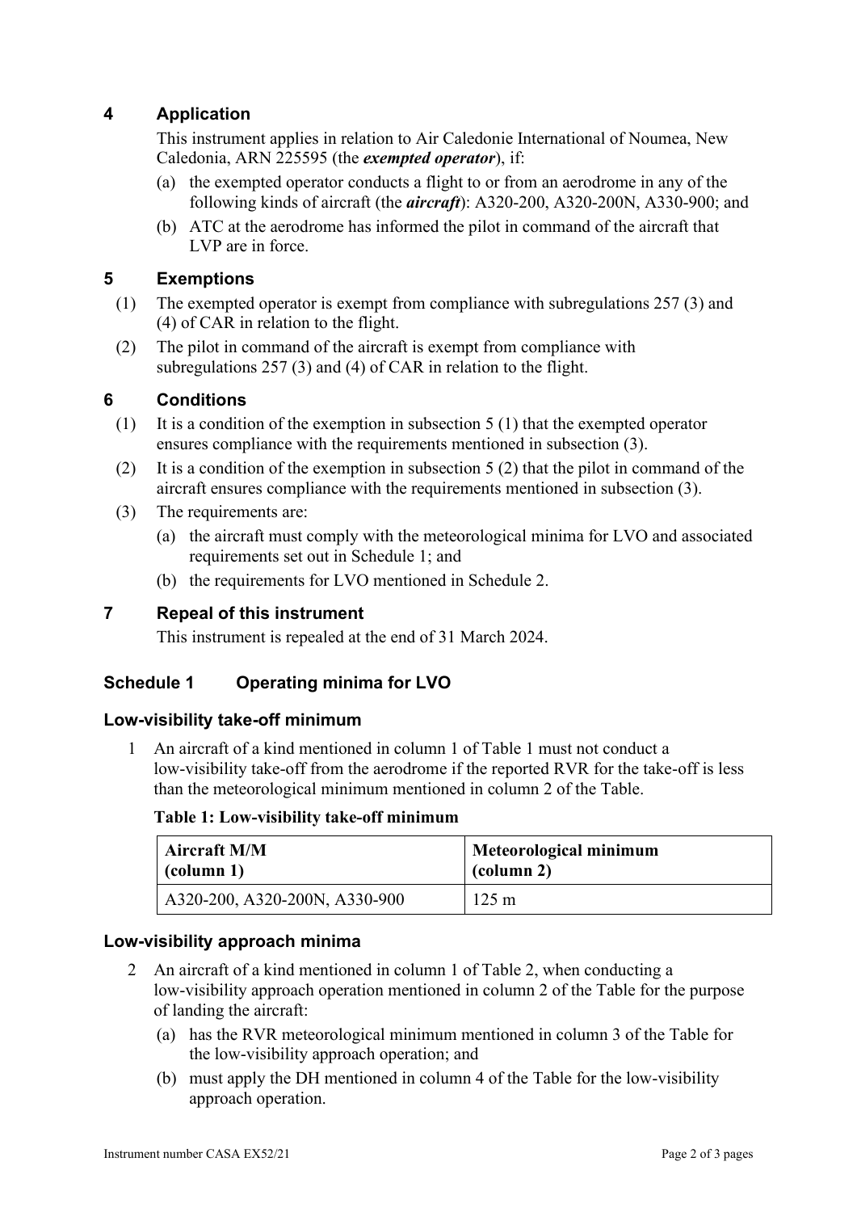## 4 Application

This instrument applies in relation to Air Caledonie International of Noumea, New Caledonia, ARN 225595 (the ***exempted operator***), if:

(a) the exempted operator conducts a flight to or from an aerodrome in any of the following kinds of aircraft (the ***aircraft***): A320-200, A320-200N, A330-900; and

(b) ATC at the aerodrome has informed the pilot in command of the aircraft that LVP are in force.

## 5 Exemptions

(1) The exempted operator is exempt from compliance with subregulations 257 (3) and (4) of CAR in relation to the flight.

(2) The pilot in command of the aircraft is exempt from compliance with subregulations 257 (3) and (4) of CAR in relation to the flight.

## 6 Conditions

(1) It is a condition of the exemption in subsection 5 (1) that the exempted operator ensures compliance with the requirements mentioned in subsection (3).

(2) It is a condition of the exemption in subsection 5 (2) that the pilot in command of the aircraft ensures compliance with the requirements mentioned in subsection (3).

(3) The requirements are:

(a) the aircraft must comply with the meteorological minima for LVO and associated requirements set out in Schedule 1; and

(b) the requirements for LVO mentioned in Schedule 2.

## 7 Repeal of this instrument

This instrument is repealed at the end of 31 March 2024.

## Schedule 1 Operating minima for LVO

### Low-visibility take-off minimum

1 An aircraft of a kind mentioned in column 1 of Table 1 must not conduct a low-visibility take-off from the aerodrome if the reported RVR for the take-off is less than the meteorological minimum mentioned in column 2 of the Table.

**Table 1: Low-visibility take-off minimum**

| Aircraft M/M (column 1) | Meteorological minimum (column 2) |
|---|---|
| A320-200, A320-200N, A330-900 | 125 m |

### Low-visibility approach minima

2 An aircraft of a kind mentioned in column 1 of Table 2, when conducting a low-visibility approach operation mentioned in column 2 of the Table for the purpose of landing the aircraft:

(a) has the RVR meteorological minimum mentioned in column 3 of the Table for the low-visibility approach operation; and

(b) must apply the DH mentioned in column 4 of the Table for the low-visibility approach operation.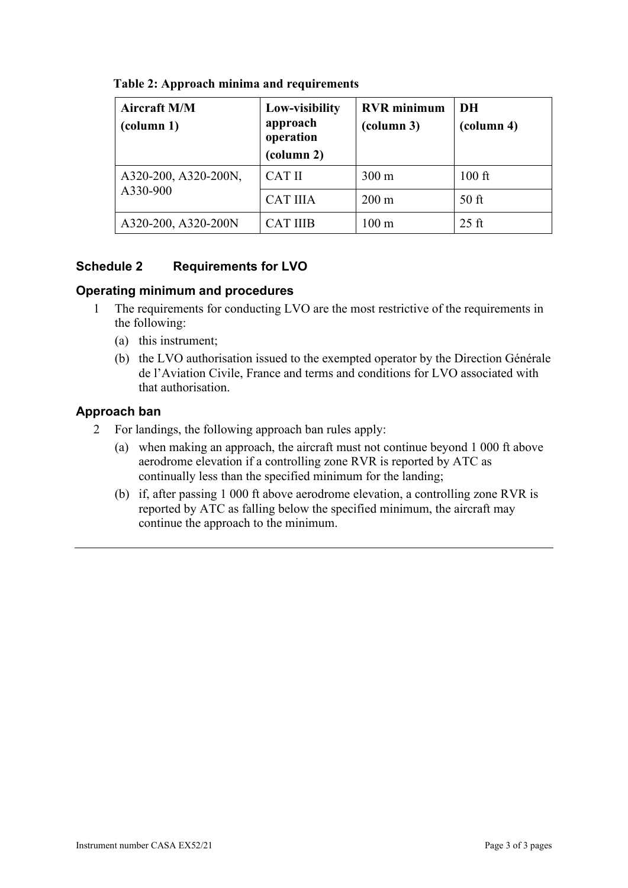**Table 2: Approach minima and requirements**

| Aircraft M/M (column 1) | Low-visibility approach operation (column 2) | RVR minimum (column 3) | DH (column 4) |
|---|---|---|---|
| A320-200, A320-200N, A330-900 | CAT II | 300 m | 100 ft |
| | CAT IIIA | 200 m | 50 ft |
| A320-200, A320-200N | CAT IIIB | 100 m | 25 ft |

## Schedule 2 Requirements for LVO

### Operating minimum and procedures

1 The requirements for conducting LVO are the most restrictive of the requirements in the following:

(a) this instrument;

(b) the LVO authorisation issued to the exempted operator by the Direction Générale de l'Aviation Civile, France and terms and conditions for LVO associated with that authorisation.

### Approach ban

2 For landings, the following approach ban rules apply:

(a) when making an approach, the aircraft must not continue beyond 1 000 ft above aerodrome elevation if a controlling zone RVR is reported by ATC as continually less than the specified minimum for the landing;

(b) if, after passing 1 000 ft above aerodrome elevation, a controlling zone RVR is reported by ATC as falling below the specified minimum, the aircraft may continue the approach to the minimum.